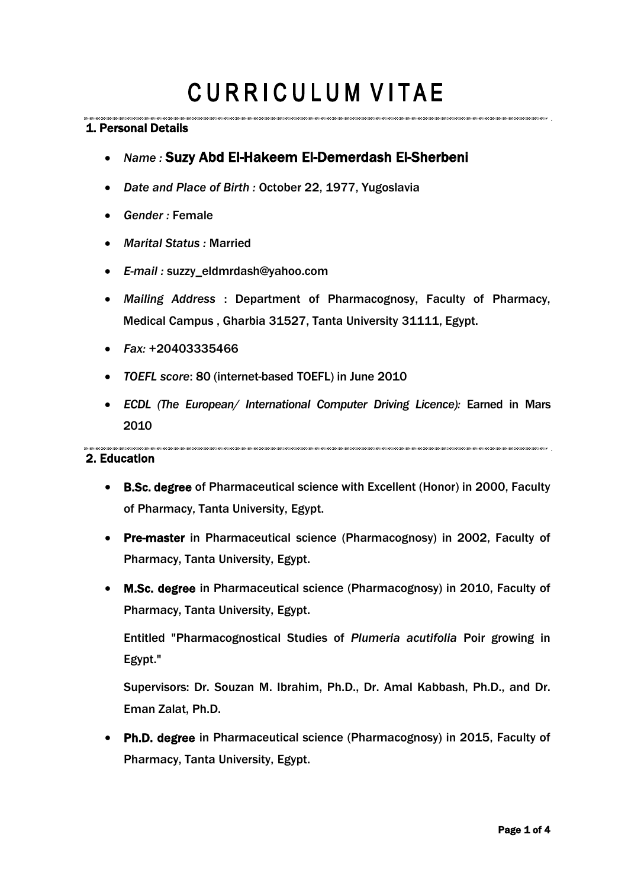# CURRICULUM VITAE

## 1. Personal Details

- *Name :* **Suzy Abd El-Hakeem El-Demerdash El-Sherbeni**
- *Date and Place of Birth :* October 22, 1977, Yugoslavia
- *Gender :* Female
- *Marital Status :* Married
- *E-mail :* suzzy_eldmrdash@yahoo.com
- *Mailing Address* : Department of Pharmacognosy, Faculty of Pharmacy, Medical Campus , Gharbia 31527, Tanta University 31111, Egypt.
- *Fax:* +20403335466
- *TOEFL score*: 80 (internet-based TOEFL) in June 2010
- *ECDL (The European/ International Computer Driving Licence):* Earned in Mars 2010

## 2. Education

- **B.Sc. degree** of Pharmaceutical science with Excellent (Honor) in 2000, Faculty of Pharmacy, Tanta University, Egypt.
- **Pre-master** in Pharmaceutical science (Pharmacognosy) in 2002, Faculty of Pharmacy, Tanta University, Egypt.
- **M.Sc. degree** in Pharmaceutical science (Pharmacognosy) in 2010, Faculty of Pharmacy, Tanta University, Egypt.

  Entitled "Pharmacognostical Studies of *Plumeria acutifolia* Poir growing in Egypt."

  Supervisors: Dr. Souzan M. Ibrahim, Ph.D., Dr. Amal Kabbash, Ph.D., and Dr. Eman Zalat, Ph.D.

- **Ph.D. degree** in Pharmaceutical science (Pharmacognosy) in 2015, Faculty of Pharmacy, Tanta University, Egypt.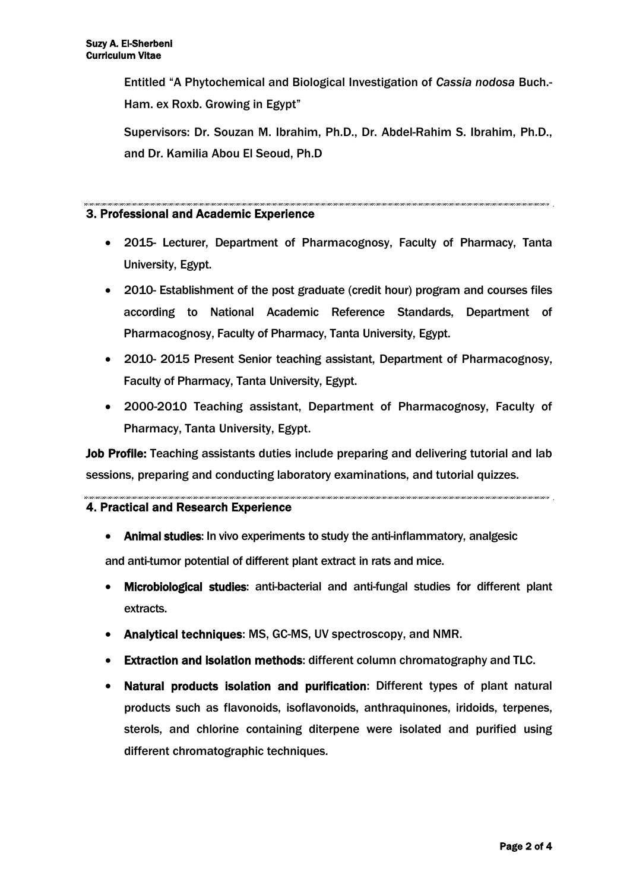Entitled "A Phytochemical and Biological Investigation of *Cassia nodosa* Buch.-Ham. ex Roxb. Growing in Egypt"

Supervisors: Dr. Souzan M. Ibrahim, Ph.D., Dr. Abdel-Rahim S. Ibrahim, Ph.D., and Dr. Kamilia Abou El Seoud, Ph.D

## 3. Professional and Academic Experience

- 2015- Lecturer, Department of Pharmacognosy, Faculty of Pharmacy, Tanta University, Egypt.
- 2010- Establishment of the post graduate (credit hour) program and courses files according to National Academic Reference Standards, Department of Pharmacognosy, Faculty of Pharmacy, Tanta University, Egypt.
- 2010- 2015 Present Senior teaching assistant, Department of Pharmacognosy, Faculty of Pharmacy, Tanta University, Egypt.
- 2000-2010 Teaching assistant, Department of Pharmacognosy, Faculty of Pharmacy, Tanta University, Egypt.

**Job Profile:** Teaching assistants duties include preparing and delivering tutorial and lab sessions, preparing and conducting laboratory examinations, and tutorial quizzes.

## 4. Practical and Research Experience

- **Animal studies**: In vivo experiments to study the anti-inflammatory, analgesic and anti-tumor potential of different plant extract in rats and mice.
- **Microbiological studies**: anti-bacterial and anti-fungal studies for different plant extracts.
- **Analytical techniques**: MS, GC-MS, UV spectroscopy, and NMR.
- **Extraction and isolation methods**: different column chromatography and TLC.
- **Natural products isolation and purification**: Different types of plant natural products such as flavonoids, isoflavonoids, anthraquinones, iridoids, terpenes, sterols, and chlorine containing diterpene were isolated and purified using different chromatographic techniques.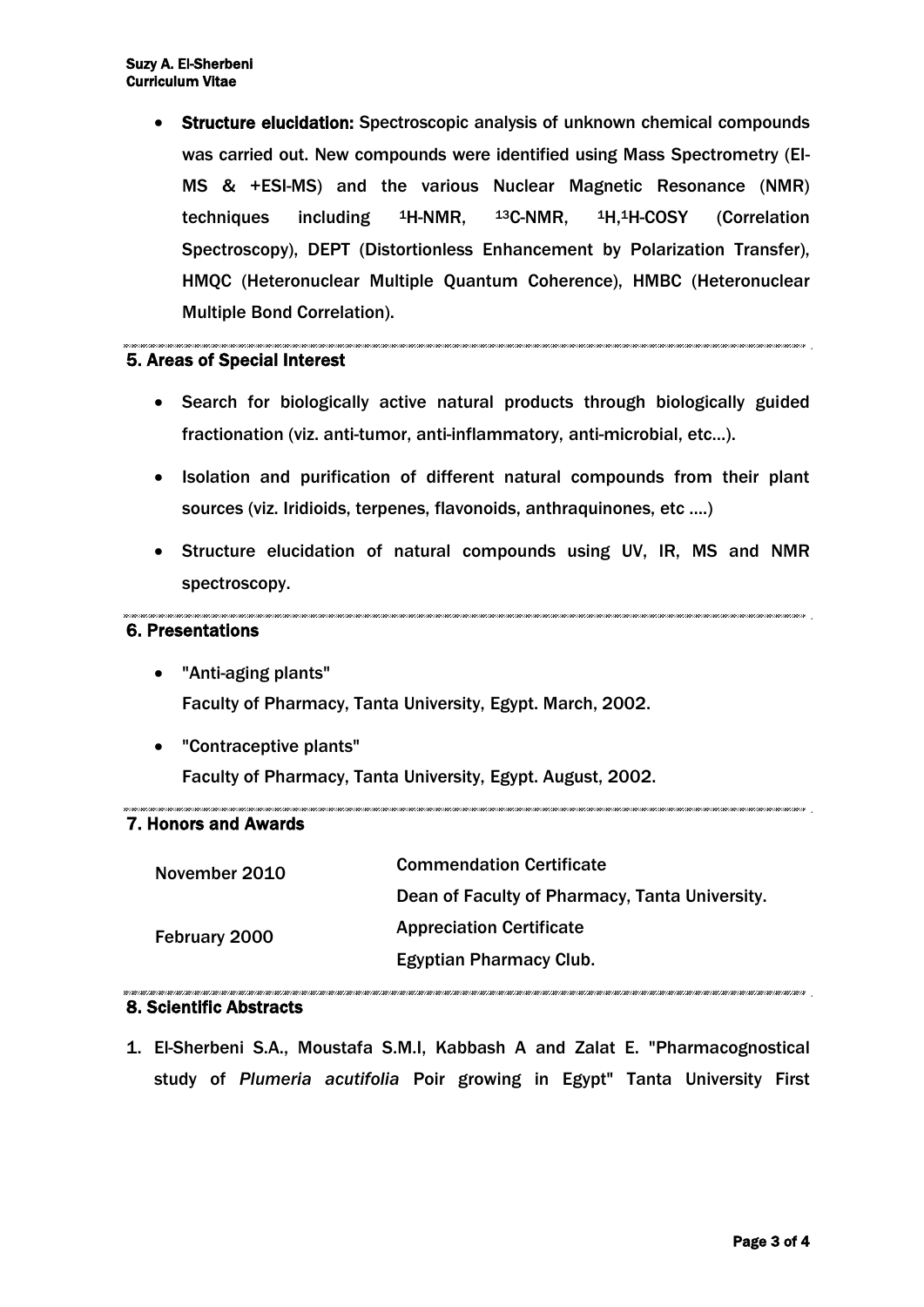- **Structure elucidation:** Spectroscopic analysis of unknown chemical compounds was carried out. New compounds were identified using Mass Spectrometry (EI-MS & +ESI-MS) and the various Nuclear Magnetic Resonance (NMR) techniques including $^{1}$H-NMR, $^{13}$C-NMR, $^{1}$H,$^{1}$H-COSY (Correlation Spectroscopy), DEPT (Distortionless Enhancement by Polarization Transfer), HMQC (Heteronuclear Multiple Quantum Coherence), HMBC (Heteronuclear Multiple Bond Correlation).

## 5. Areas of Special Interest

- Search for biologically active natural products through biologically guided fractionation (viz. anti-tumor, anti-inflammatory, anti-microbial, etc…).
- Isolation and purification of different natural compounds from their plant sources (viz. Iridioids, terpenes, flavonoids, anthraquinones, etc ….)
- Structure elucidation of natural compounds using UV, IR, MS and NMR spectroscopy.

## 6. Presentations

- "Anti-aging plants"
  Faculty of Pharmacy, Tanta University, Egypt. March, 2002.
- "Contraceptive plants"
  Faculty of Pharmacy, Tanta University, Egypt. August, 2002.

## 7. Honors and Awards

| | |
|---|---|
| November 2010 | Commendation Certificate<br>Dean of Faculty of Pharmacy, Tanta University. |
| February 2000 | Appreciation Certificate<br>Egyptian Pharmacy Club. |

## 8. Scientific Abstracts

1. El-Sherbeni S.A., Moustafa S.M.I, Kabbash A and Zalat E. "Pharmacognostical study of *Plumeria acutifolia* Poir growing in Egypt" Tanta University First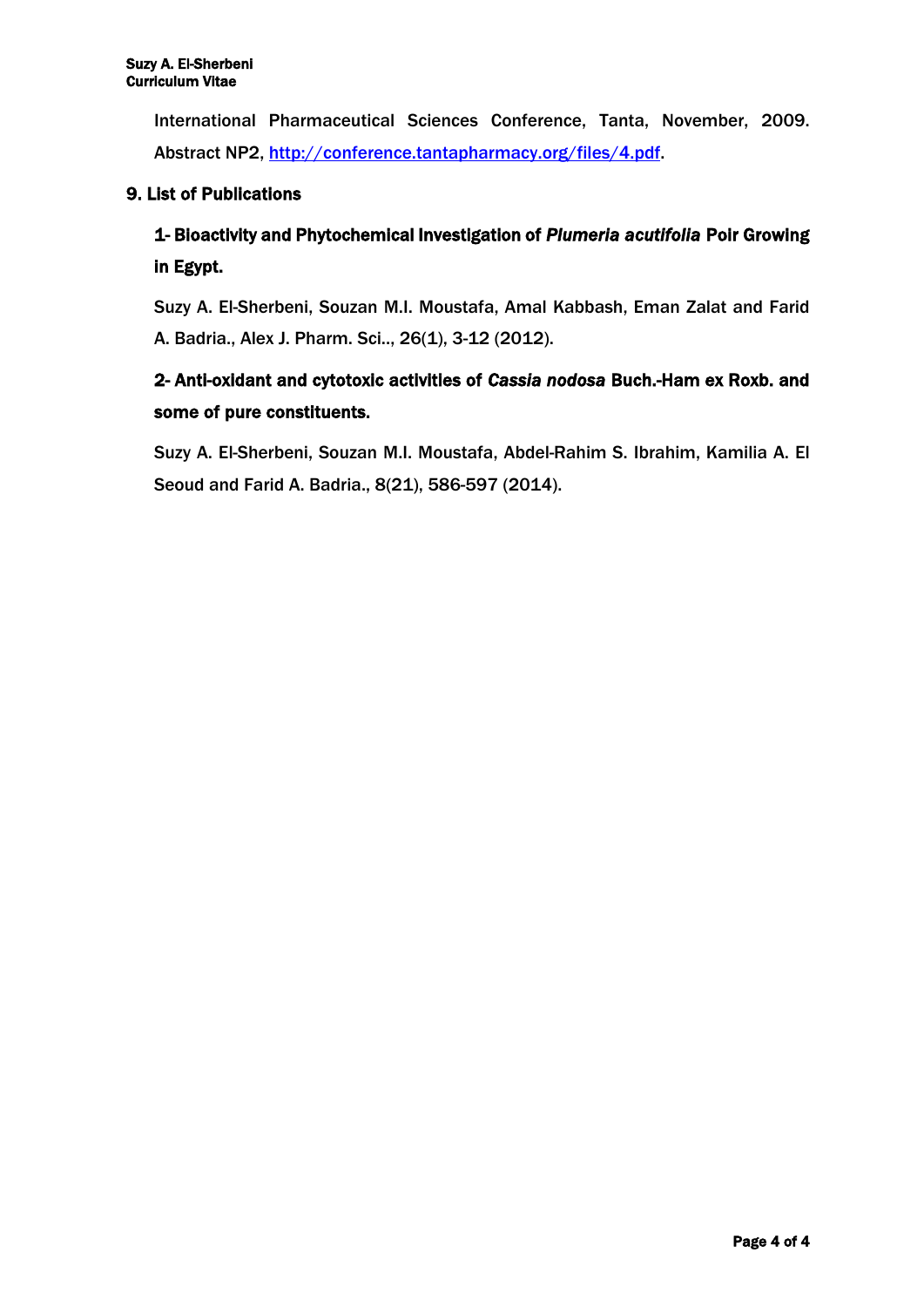International Pharmaceutical Sciences Conference, Tanta, November, 2009. Abstract NP2, [http://conference.tantapharmacy.org/files/4.pdf](http://conference.tantapharmacy.org/files/4.pdf).

## 9. List of Publications

### 1- Bioactivity and Phytochemical Investigation of *Plumeria acutifolia* Poir Growing in Egypt.

Suzy A. El-Sherbeni, Souzan M.I. Moustafa, Amal Kabbash, Eman Zalat and Farid A. Badria., Alex J. Pharm. Sci.., 26(1), 3-12 (2012).

### 2- Anti-oxidant and cytotoxic activities of *Cassia nodosa* Buch.-Ham ex Roxb. and some of pure constituents.

Suzy A. El-Sherbeni, Souzan M.I. Moustafa, Abdel-Rahim S. Ibrahim, Kamilia A. El Seoud and Farid A. Badria., 8(21), 586-597 (2014).